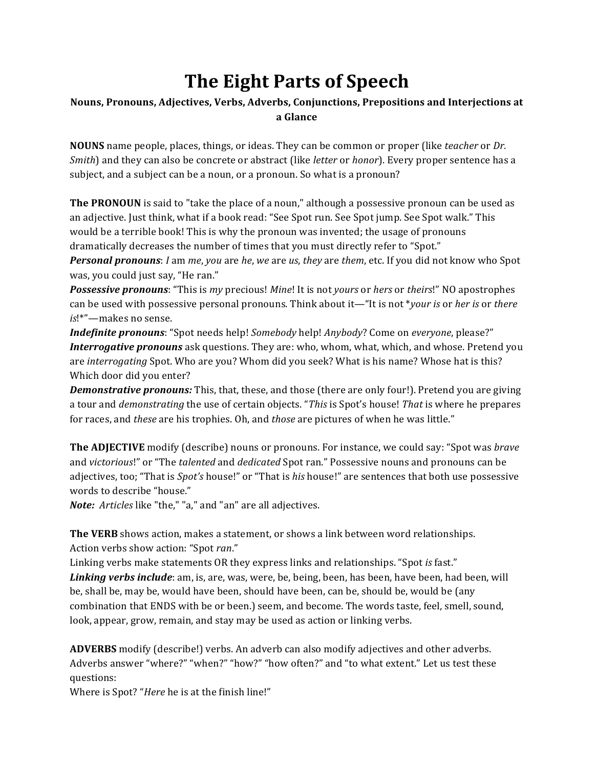# The Eight Parts of Speech

**Nouns, Pronouns, Adjectives, Verbs, Adverbs, Conjunctions, Prepositions and Interjections at a Glance**

**NOUNS** name people, places, things, or ideas. They can be common or proper (like *teacher* or *Dr. Smith*) and they can also be concrete or abstract (like *letter* or *honor*). Every proper sentence has a subject, and a subject can be a noun, or a pronoun. So what is a pronoun?

**The PRONOUN** is said to "take the place of a noun," although a possessive pronoun can be used as an adjective. Just think, what if a book read: "See Spot run. See Spot jump. See Spot walk." This would be a terrible book! This is why the pronoun was invented; the usage of pronouns dramatically decreases the number of times that you must directly refer to "Spot."

***Personal pronouns***: *I* am *me*, *you* are *he*, *we* are *us*, *they* are *them*, etc. If you did not know who Spot was, you could just say, "He ran."

***Possessive pronouns***: "This is *my* precious! *Mine*! It is not *yours* or *hers* or *theirs*!" NO apostrophes can be used with possessive personal pronouns. Think about it—"It is not *\*your is* or *her is* or *there is*!\*"—makes no sense.

***Indefinite pronouns***: "Spot needs help! *Somebody* help! *Anybody*? Come on *everyone*, please?"

***Interrogative pronouns*** ask questions. They are: who, whom, what, which, and whose. Pretend you are *interrogating* Spot. Who are you? Whom did you seek? What is his name? Whose hat is this? Which door did you enter?

***Demonstrative pronouns:*** This, that, these, and those (there are only four!). Pretend you are giving a tour and *demonstrating* the use of certain objects. "*This* is Spot's house! *That* is where he prepares for races, and *these* are his trophies. Oh, and *those* are pictures of when he was little."

**The ADJECTIVE** modify (describe) nouns or pronouns. For instance, we could say: "Spot was *brave* and *victorious*!" or "The *talented* and *dedicated* Spot ran." Possessive nouns and pronouns can be adjectives, too; "That is *Spot's* house!" or "That is *his* house!" are sentences that both use possessive words to describe "house."

***Note:*** *Articles* like "the," "a," and "an" are all adjectives.

**The VERB** shows action, makes a statement, or shows a link between word relationships.

Action verbs show action: "Spot *ran*."

Linking verbs make statements OR they express links and relationships. "Spot *is* fast."

***Linking verbs include***: am, is, are, was, were, be, being, been, has been, have been, had been, will be, shall be, may be, would have been, should have been, can be, should be, would be (any combination that ENDS with be or been.) seem, and become. The words taste, feel, smell, sound, look, appear, grow, remain, and stay may be used as action or linking verbs.

**ADVERBS** modify (describe!) verbs. An adverb can also modify adjectives and other adverbs. Adverbs answer "where?" "when?" "how?" "how often?" and "to what extent." Let us test these questions:

Where is Spot? "*Here* he is at the finish line!"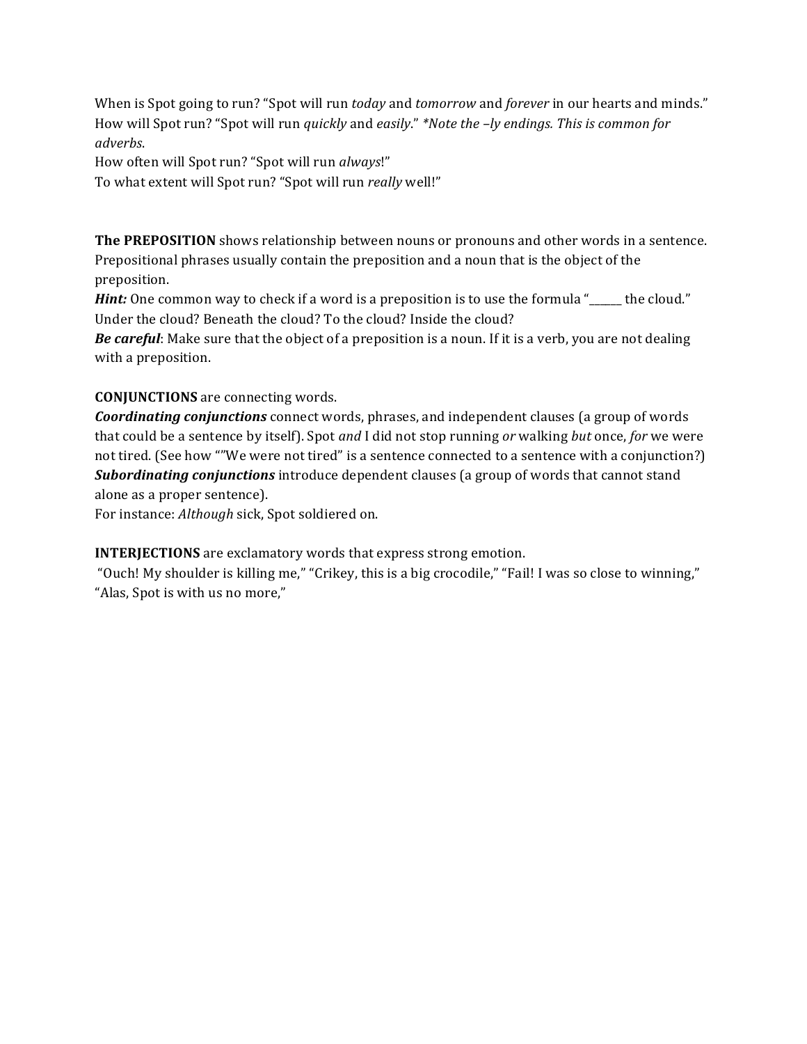When is Spot going to run? "Spot will run *today* and *tomorrow* and *forever* in our hearts and minds."
How will Spot run? "Spot will run *quickly* and *easily*." *\*Note the –ly endings. This is common for adverbs*.
How often will Spot run? "Spot will run *always*!"
To what extent will Spot run? "Spot will run *really* well!"

**The PREPOSITION** shows relationship between nouns or pronouns and other words in a sentence. Prepositional phrases usually contain the preposition and a noun that is the object of the preposition.
***Hint:*** One common way to check if a word is a preposition is to use the formula "______ the cloud." Under the cloud? Beneath the cloud? To the cloud? Inside the cloud?
***Be careful***: Make sure that the object of a preposition is a noun. If it is a verb, you are not dealing with a preposition.

**CONJUNCTIONS** are connecting words.
***Coordinating conjunctions*** connect words, phrases, and independent clauses (a group of words that could be a sentence by itself). Spot *and* I did not stop running *or* walking *but* once, *for* we were not tired. (See how ""We were not tired" is a sentence connected to a sentence with a conjunction?)
***Subordinating conjunctions*** introduce dependent clauses (a group of words that cannot stand alone as a proper sentence).
For instance: *Although* sick, Spot soldiered on.

**INTERJECTIONS** are exclamatory words that express strong emotion.
"Ouch! My shoulder is killing me," "Crikey, this is a big crocodile," "Fail! I was so close to winning," "Alas, Spot is with us no more,"